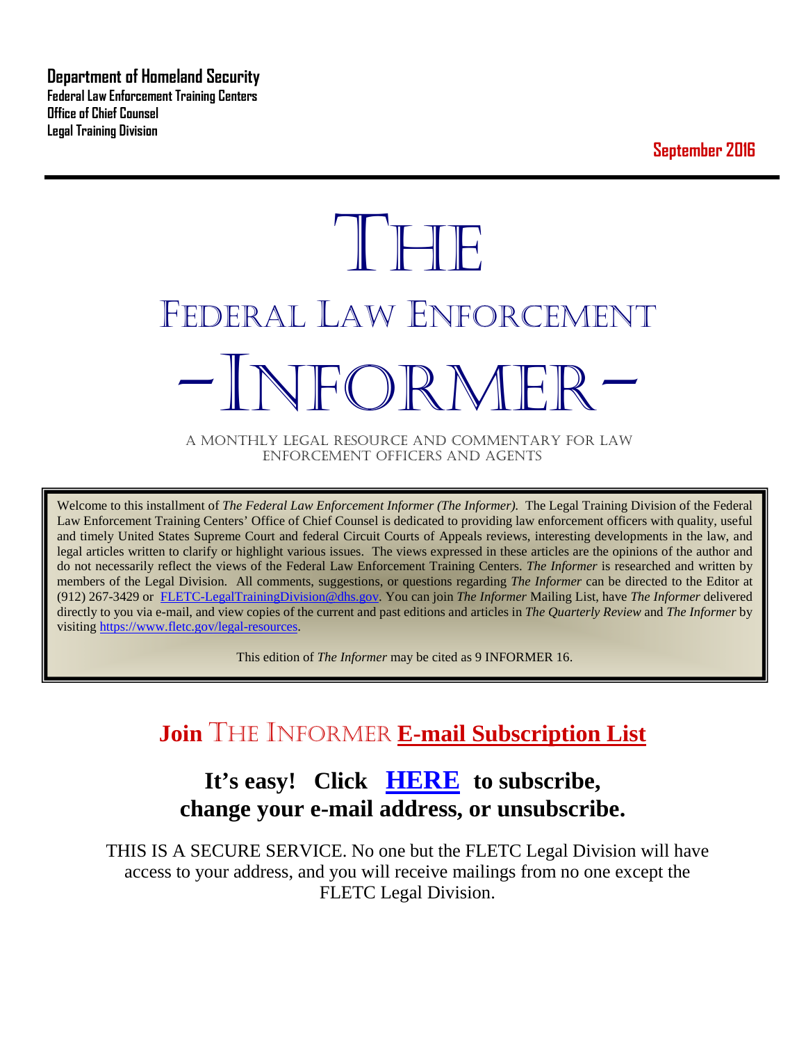**Department of Homeland Security**
**Federal Law Enforcement Training Centers**
**Office of Chief Counsel**
**Legal Training Division**

**September 2016**

# THE
# FEDERAL LAW ENFORCEMENT
# -INFORMER-

A MONTHLY LEGAL RESOURCE AND COMMENTARY FOR LAW ENFORCEMENT OFFICERS AND AGENTS

Welcome to this installment of *The Federal Law Enforcement Informer (The Informer).* The Legal Training Division of the Federal Law Enforcement Training Centers' Office of Chief Counsel is dedicated to providing law enforcement officers with quality, useful and timely United States Supreme Court and federal Circuit Courts of Appeals reviews, interesting developments in the law, and legal articles written to clarify or highlight various issues. The views expressed in these articles are the opinions of the author and do not necessarily reflect the views of the Federal Law Enforcement Training Centers. *The Informer* is researched and written by members of the Legal Division. All comments, suggestions, or questions regarding *The Informer* can be directed to the Editor at (912) 267-3429 or FLETC-LegalTrainingDivision@dhs.gov. You can join *The Informer* Mailing List, have *The Informer* delivered directly to you via e-mail, and view copies of the current and past editions and articles in *The Quarterly Review* and *The Informer* by visiting https://www.fletc.gov/legal-resources.

This edition of *The Informer* may be cited as 9 INFORMER 16.

## Join THE INFORMER E-mail Subscription List

## It's easy! Click HERE to subscribe, change your e-mail address, or unsubscribe.

THIS IS A SECURE SERVICE. No one but the FLETC Legal Division will have access to your address, and you will receive mailings from no one except the FLETC Legal Division.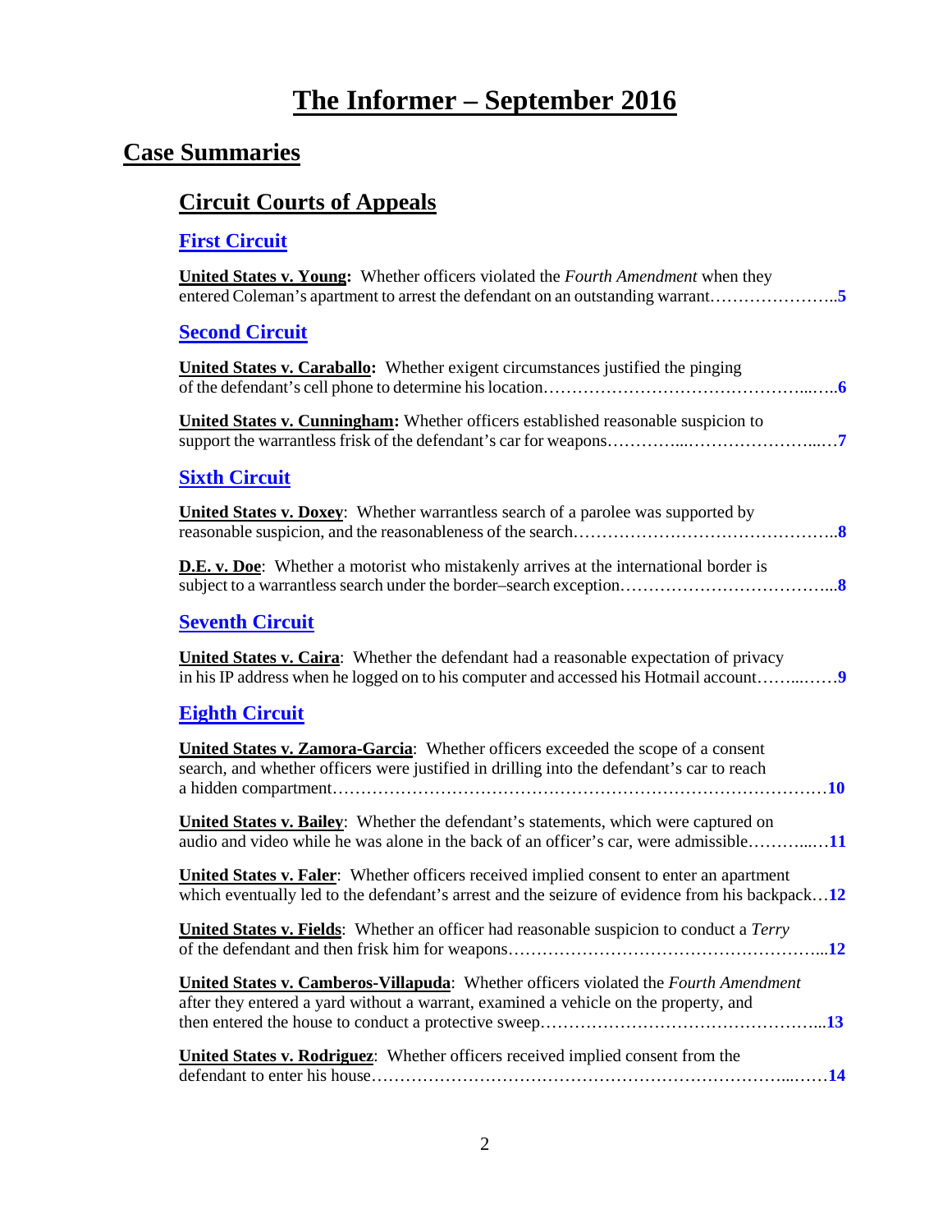# The Informer – September 2016

## Case Summaries

### Circuit Courts of Appeals

#### First Circuit

**United States v. Young:** Whether officers violated the *Fourth Amendment* when they entered Coleman's apartment to arrest the defendant on an outstanding warrant…………………..**5**

#### Second Circuit

**United States v. Caraballo:** Whether exigent circumstances justified the pinging of the defendant's cell phone to determine his location………………………………………...…..**6**

**United States v. Cunningham:** Whether officers established reasonable suspicion to support the warrantless frisk of the defendant's car for weapons…………...…………………...…**7**

#### Sixth Circuit

**United States v. Doxey**: Whether warrantless search of a parolee was supported by reasonable suspicion, and the reasonableness of the search………………………………………..**8**

**D.E. v. Doe**: Whether a motorist who mistakenly arrives at the international border is subject to a warrantless search under the border–search exception……………………………...**8**

#### Seventh Circuit

**United States v. Caira**: Whether the defendant had a reasonable expectation of privacy in his IP address when he logged on to his computer and accessed his Hotmail account……...……**9**

#### Eighth Circuit

**United States v. Zamora-Garcia**: Whether officers exceeded the scope of a consent search, and whether officers were justified in drilling into the defendant's car to reach a hidden compartment…………………………………………………………………………**10**

**United States v. Bailey**: Whether the defendant's statements, which were captured on audio and video while he was alone in the back of an officer's car, were admissible………...…**11**

**United States v. Faler**: Whether officers received implied consent to enter an apartment which eventually led to the defendant's arrest and the seizure of evidence from his backpack…**12**

**United States v. Fields**: Whether an officer had reasonable suspicion to conduct a *Terry* of the defendant and then frisk him for weapons……………………………………………...**12**

**United States v. Camberos-Villapuda**: Whether officers violated the *Fourth Amendment* after they entered a yard without a warrant, examined a vehicle on the property, and then entered the house to conduct a protective sweep………………………………………...**13**

**United States v. Rodriguez**: Whether officers received implied consent from the defendant to enter his house……………………………………………………………...……**14**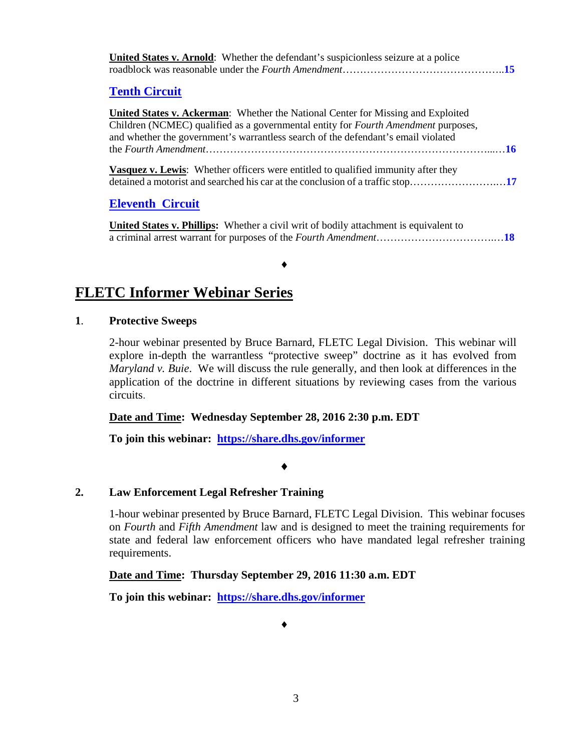**United States v. Arnold**: Whether the defendant's suspicionless seizure at a police roadblock was reasonable under the *Fourth Amendment*……………………………………..**15**

## Tenth Circuit

**United States v. Ackerman**: Whether the National Center for Missing and Exploited Children (NCMEC) qualified as a governmental entity for *Fourth Amendment* purposes, and whether the government's warrantless search of the defendant's email violated the *Fourth Amendment*……………………………………………………………………...…**16**

**Vasquez v. Lewis**: Whether officers were entitled to qualified immunity after they detained a motorist and searched his car at the conclusion of a traffic stop……………………..…**17**

## Eleventh Circuit

**United States v. Phillips:** Whether a civil writ of bodily attachment is equivalent to a criminal arrest warrant for purposes of the *Fourth Amendment*……………………………..…**18**

♦

# FLETC Informer Webinar Series

**1. Protective Sweeps**

2-hour webinar presented by Bruce Barnard, FLETC Legal Division. This webinar will explore in-depth the warrantless "protective sweep" doctrine as it has evolved from *Maryland v. Buie*. We will discuss the rule generally, and then look at differences in the application of the doctrine in different situations by reviewing cases from the various circuits.

**Date and Time: Wednesday September 28, 2016 2:30 p.m. EDT**

**To join this webinar: https://share.dhs.gov/informer**

♦

**2. Law Enforcement Legal Refresher Training**

1-hour webinar presented by Bruce Barnard, FLETC Legal Division. This webinar focuses on *Fourth* and *Fifth Amendment* law and is designed to meet the training requirements for state and federal law enforcement officers who have mandated legal refresher training requirements.

**Date and Time: Thursday September 29, 2016 11:30 a.m. EDT**

**To join this webinar: https://share.dhs.gov/informer**

♦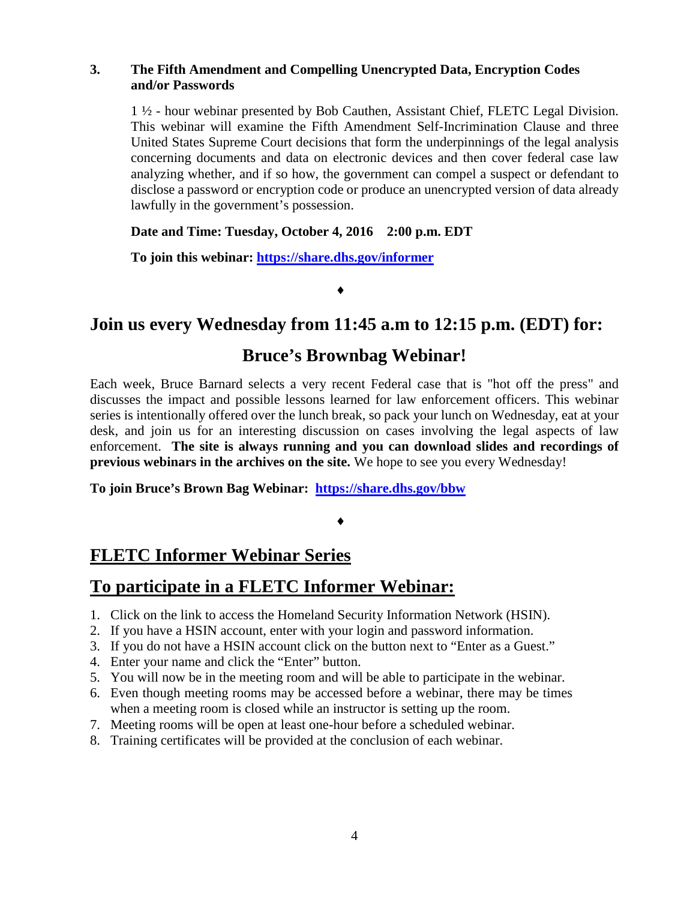**3. The Fifth Amendment and Compelling Unencrypted Data, Encryption Codes and/or Passwords**

1 ½ - hour webinar presented by Bob Cauthen, Assistant Chief, FLETC Legal Division. This webinar will examine the Fifth Amendment Self-Incrimination Clause and three United States Supreme Court decisions that form the underpinnings of the legal analysis concerning documents and data on electronic devices and then cover federal case law analyzing whether, and if so how, the government can compel a suspect or defendant to disclose a password or encryption code or produce an unencrypted version of data already lawfully in the government's possession.

**Date and Time: Tuesday, October 4, 2016 2:00 p.m. EDT**

**To join this webinar: [https://share.dhs.gov/informer](https://share.dhs.gov/informer)**

♦

## Join us every Wednesday from 11:45 a.m to 12:15 p.m. (EDT) for:

## Bruce's Brownbag Webinar!

Each week, Bruce Barnard selects a very recent Federal case that is "hot off the press" and discusses the impact and possible lessons learned for law enforcement officers. This webinar series is intentionally offered over the lunch break, so pack your lunch on Wednesday, eat at your desk, and join us for an interesting discussion on cases involving the legal aspects of law enforcement. **The site is always running and you can download slides and recordings of previous webinars in the archives on the site.** We hope to see you every Wednesday!

**To join Bruce's Brown Bag Webinar: [https://share.dhs.gov/bbw](https://share.dhs.gov/bbw)**

♦

## FLETC Informer Webinar Series

## To participate in a FLETC Informer Webinar:

1. Click on the link to access the Homeland Security Information Network (HSIN).
2. If you have a HSIN account, enter with your login and password information.
3. If you do not have a HSIN account click on the button next to "Enter as a Guest."
4. Enter your name and click the "Enter" button.
5. You will now be in the meeting room and will be able to participate in the webinar.
6. Even though meeting rooms may be accessed before a webinar, there may be times when a meeting room is closed while an instructor is setting up the room.
7. Meeting rooms will be open at least one-hour before a scheduled webinar.
8. Training certificates will be provided at the conclusion of each webinar.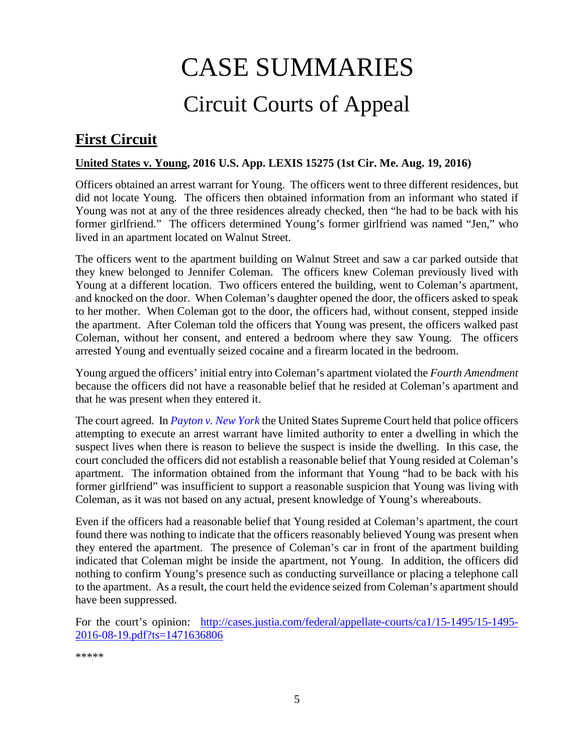# CASE SUMMARIES

## Circuit Courts of Appeal

### **First Circuit**

**United States v. Young, 2016 U.S. App. LEXIS 15275 (1st Cir. Me. Aug. 19, 2016)**

Officers obtained an arrest warrant for Young. The officers went to three different residences, but did not locate Young. The officers then obtained information from an informant who stated if Young was not at any of the three residences already checked, then "he had to be back with his former girlfriend." The officers determined Young's former girlfriend was named "Jen," who lived in an apartment located on Walnut Street.

The officers went to the apartment building on Walnut Street and saw a car parked outside that they knew belonged to Jennifer Coleman. The officers knew Coleman previously lived with Young at a different location. Two officers entered the building, went to Coleman's apartment, and knocked on the door. When Coleman's daughter opened the door, the officers asked to speak to her mother. When Coleman got to the door, the officers had, without consent, stepped inside the apartment. After Coleman told the officers that Young was present, the officers walked past Coleman, without her consent, and entered a bedroom where they saw Young. The officers arrested Young and eventually seized cocaine and a firearm located in the bedroom.

Young argued the officers' initial entry into Coleman's apartment violated the *Fourth Amendment* because the officers did not have a reasonable belief that he resided at Coleman's apartment and that he was present when they entered it.

The court agreed. In *Payton v. New York* the United States Supreme Court held that police officers attempting to execute an arrest warrant have limited authority to enter a dwelling in which the suspect lives when there is reason to believe the suspect is inside the dwelling. In this case, the court concluded the officers did not establish a reasonable belief that Young resided at Coleman's apartment. The information obtained from the informant that Young "had to be back with his former girlfriend" was insufficient to support a reasonable suspicion that Young was living with Coleman, as it was not based on any actual, present knowledge of Young's whereabouts.

Even if the officers had a reasonable belief that Young resided at Coleman's apartment, the court found there was nothing to indicate that the officers reasonably believed Young was present when they entered the apartment. The presence of Coleman's car in front of the apartment building indicated that Coleman might be inside the apartment, not Young. In addition, the officers did nothing to confirm Young's presence such as conducting surveillance or placing a telephone call to the apartment. As a result, the court held the evidence seized from Coleman's apartment should have been suppressed.

For the court's opinion: http://cases.justia.com/federal/appellate-courts/ca1/15-1495/15-1495-2016-08-19.pdf?ts=1471636806

*****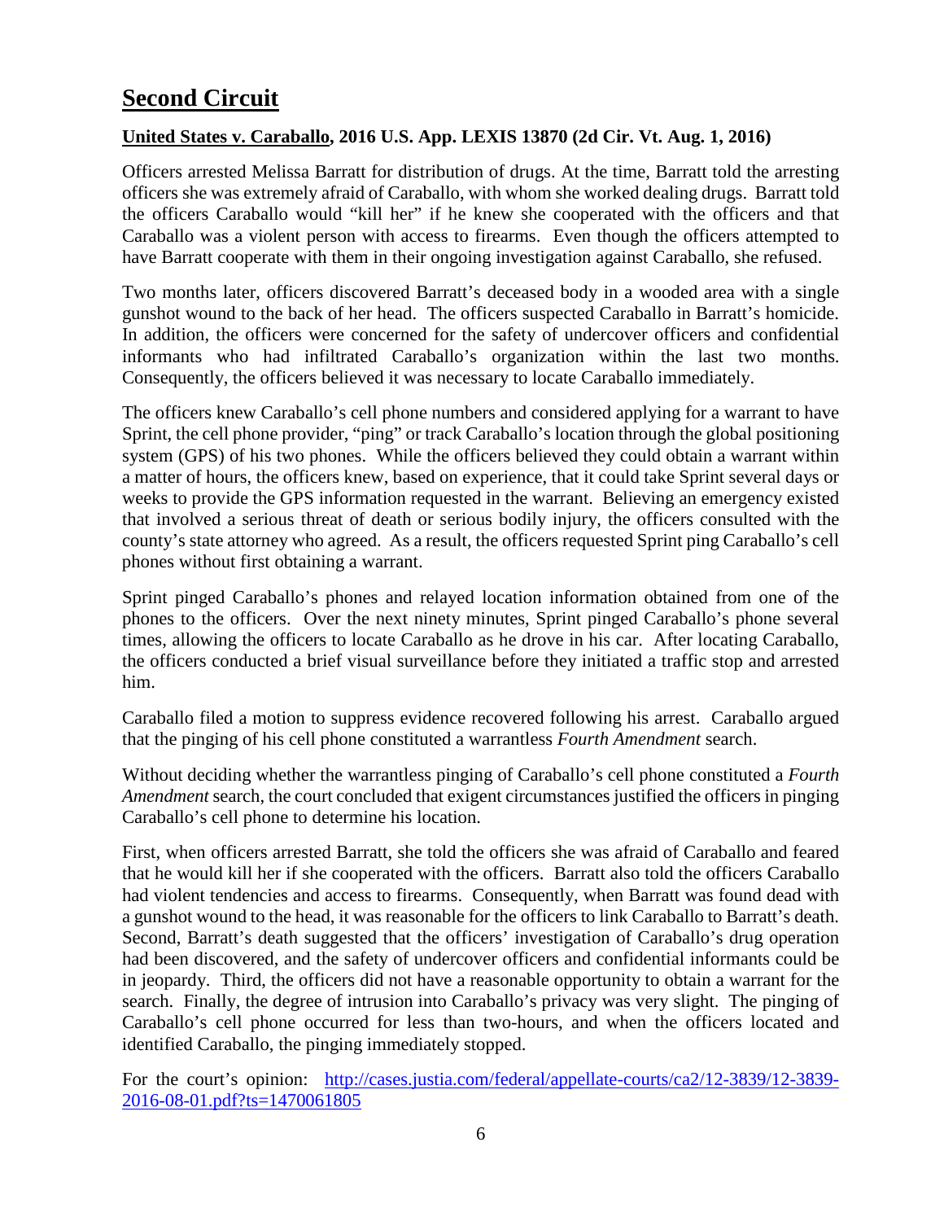## **Second Circuit**

### **United States v. Caraballo, 2016 U.S. App. LEXIS 13870 (2d Cir. Vt. Aug. 1, 2016)**

Officers arrested Melissa Barratt for distribution of drugs. At the time, Barratt told the arresting officers she was extremely afraid of Caraballo, with whom she worked dealing drugs. Barratt told the officers Caraballo would "kill her" if he knew she cooperated with the officers and that Caraballo was a violent person with access to firearms. Even though the officers attempted to have Barratt cooperate with them in their ongoing investigation against Caraballo, she refused.

Two months later, officers discovered Barratt's deceased body in a wooded area with a single gunshot wound to the back of her head. The officers suspected Caraballo in Barratt's homicide. In addition, the officers were concerned for the safety of undercover officers and confidential informants who had infiltrated Caraballo's organization within the last two months. Consequently, the officers believed it was necessary to locate Caraballo immediately.

The officers knew Caraballo's cell phone numbers and considered applying for a warrant to have Sprint, the cell phone provider, "ping" or track Caraballo's location through the global positioning system (GPS) of his two phones. While the officers believed they could obtain a warrant within a matter of hours, the officers knew, based on experience, that it could take Sprint several days or weeks to provide the GPS information requested in the warrant. Believing an emergency existed that involved a serious threat of death or serious bodily injury, the officers consulted with the county's state attorney who agreed. As a result, the officers requested Sprint ping Caraballo's cell phones without first obtaining a warrant.

Sprint pinged Caraballo's phones and relayed location information obtained from one of the phones to the officers. Over the next ninety minutes, Sprint pinged Caraballo's phone several times, allowing the officers to locate Caraballo as he drove in his car. After locating Caraballo, the officers conducted a brief visual surveillance before they initiated a traffic stop and arrested him.

Caraballo filed a motion to suppress evidence recovered following his arrest. Caraballo argued that the pinging of his cell phone constituted a warrantless *Fourth Amendment* search.

Without deciding whether the warrantless pinging of Caraballo's cell phone constituted a *Fourth Amendment* search, the court concluded that exigent circumstances justified the officers in pinging Caraballo's cell phone to determine his location.

First, when officers arrested Barratt, she told the officers she was afraid of Caraballo and feared that he would kill her if she cooperated with the officers. Barratt also told the officers Caraballo had violent tendencies and access to firearms. Consequently, when Barratt was found dead with a gunshot wound to the head, it was reasonable for the officers to link Caraballo to Barratt's death. Second, Barratt's death suggested that the officers' investigation of Caraballo's drug operation had been discovered, and the safety of undercover officers and confidential informants could be in jeopardy. Third, the officers did not have a reasonable opportunity to obtain a warrant for the search. Finally, the degree of intrusion into Caraballo's privacy was very slight. The pinging of Caraballo's cell phone occurred for less than two-hours, and when the officers located and identified Caraballo, the pinging immediately stopped.

For the court's opinion: [http://cases.justia.com/federal/appellate-courts/ca2/12-3839/12-3839-2016-08-01.pdf?ts=1470061805](http://cases.justia.com/federal/appellate-courts/ca2/12-3839/12-3839-2016-08-01.pdf?ts=1470061805)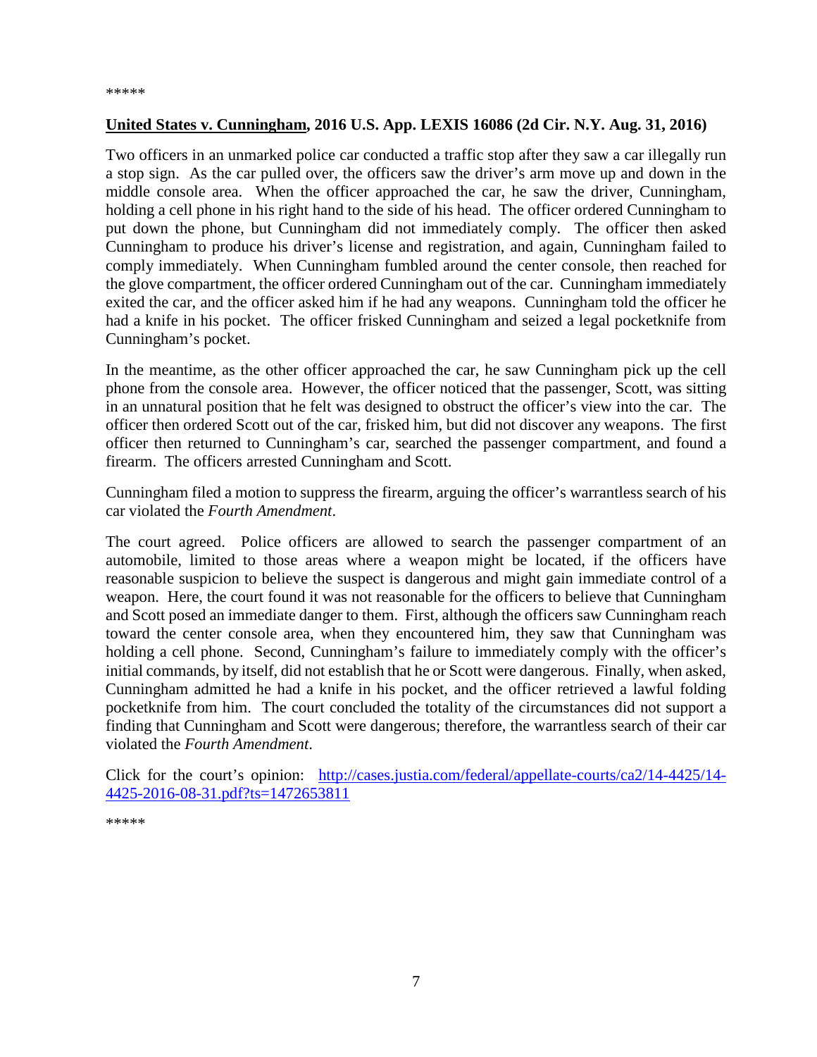*****

**United States v. Cunningham, 2016 U.S. App. LEXIS 16086 (2d Cir. N.Y. Aug. 31, 2016)**

Two officers in an unmarked police car conducted a traffic stop after they saw a car illegally run a stop sign. As the car pulled over, the officers saw the driver's arm move up and down in the middle console area. When the officer approached the car, he saw the driver, Cunningham, holding a cell phone in his right hand to the side of his head. The officer ordered Cunningham to put down the phone, but Cunningham did not immediately comply. The officer then asked Cunningham to produce his driver's license and registration, and again, Cunningham failed to comply immediately. When Cunningham fumbled around the center console, then reached for the glove compartment, the officer ordered Cunningham out of the car. Cunningham immediately exited the car, and the officer asked him if he had any weapons. Cunningham told the officer he had a knife in his pocket. The officer frisked Cunningham and seized a legal pocketknife from Cunningham's pocket.

In the meantime, as the other officer approached the car, he saw Cunningham pick up the cell phone from the console area. However, the officer noticed that the passenger, Scott, was sitting in an unnatural position that he felt was designed to obstruct the officer's view into the car. The officer then ordered Scott out of the car, frisked him, but did not discover any weapons. The first officer then returned to Cunningham's car, searched the passenger compartment, and found a firearm. The officers arrested Cunningham and Scott.

Cunningham filed a motion to suppress the firearm, arguing the officer's warrantless search of his car violated the *Fourth Amendment*.

The court agreed. Police officers are allowed to search the passenger compartment of an automobile, limited to those areas where a weapon might be located, if the officers have reasonable suspicion to believe the suspect is dangerous and might gain immediate control of a weapon. Here, the court found it was not reasonable for the officers to believe that Cunningham and Scott posed an immediate danger to them. First, although the officers saw Cunningham reach toward the center console area, when they encountered him, they saw that Cunningham was holding a cell phone. Second, Cunningham's failure to immediately comply with the officer's initial commands, by itself, did not establish that he or Scott were dangerous. Finally, when asked, Cunningham admitted he had a knife in his pocket, and the officer retrieved a lawful folding pocketknife from him. The court concluded the totality of the circumstances did not support a finding that Cunningham and Scott were dangerous; therefore, the warrantless search of their car violated the *Fourth Amendment*.

Click for the court's opinion: [http://cases.justia.com/federal/appellate-courts/ca2/14-4425/14-4425-2016-08-31.pdf?ts=1472653811](http://cases.justia.com/federal/appellate-courts/ca2/14-4425/14-4425-2016-08-31.pdf?ts=1472653811)

*****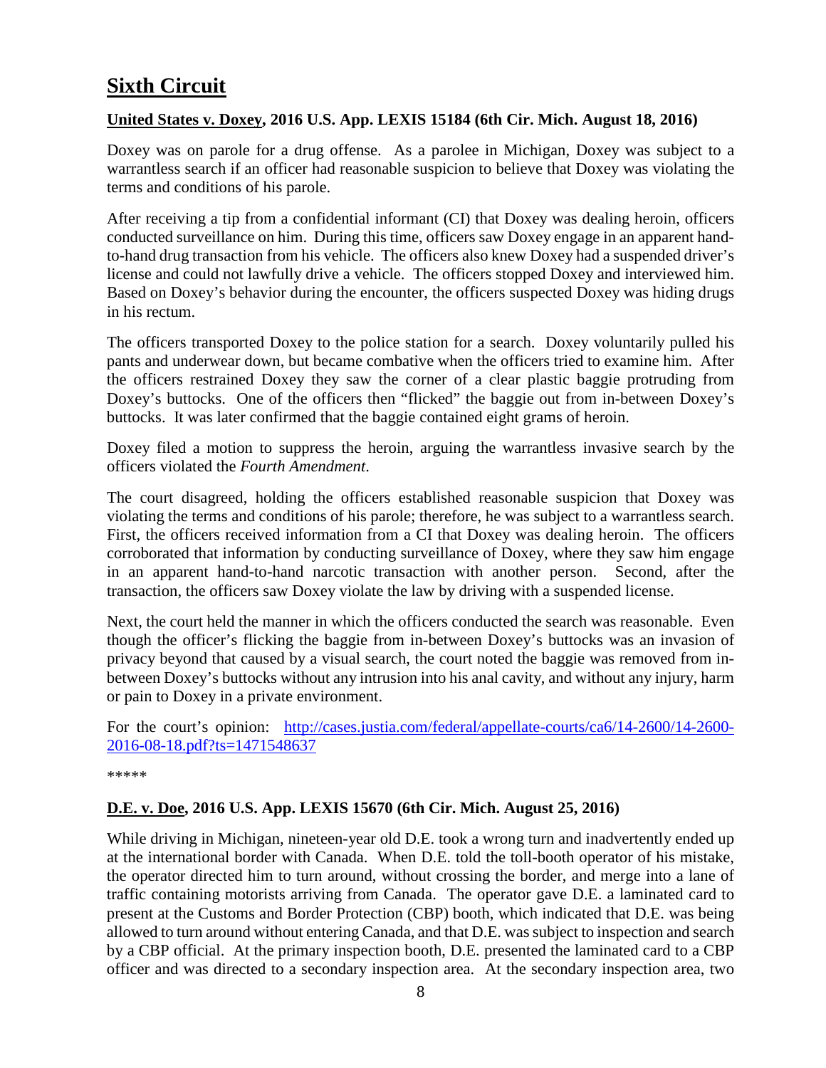# **Sixth Circuit**

## **United States v. Doxey, 2016 U.S. App. LEXIS 15184 (6th Cir. Mich. August 18, 2016)**

Doxey was on parole for a drug offense. As a parolee in Michigan, Doxey was subject to a warrantless search if an officer had reasonable suspicion to believe that Doxey was violating the terms and conditions of his parole.

After receiving a tip from a confidential informant (CI) that Doxey was dealing heroin, officers conducted surveillance on him. During this time, officers saw Doxey engage in an apparent hand-to-hand drug transaction from his vehicle. The officers also knew Doxey had a suspended driver's license and could not lawfully drive a vehicle. The officers stopped Doxey and interviewed him. Based on Doxey's behavior during the encounter, the officers suspected Doxey was hiding drugs in his rectum.

The officers transported Doxey to the police station for a search. Doxey voluntarily pulled his pants and underwear down, but became combative when the officers tried to examine him. After the officers restrained Doxey they saw the corner of a clear plastic baggie protruding from Doxey's buttocks. One of the officers then "flicked" the baggie out from in-between Doxey's buttocks. It was later confirmed that the baggie contained eight grams of heroin.

Doxey filed a motion to suppress the heroin, arguing the warrantless invasive search by the officers violated the *Fourth Amendment*.

The court disagreed, holding the officers established reasonable suspicion that Doxey was violating the terms and conditions of his parole; therefore, he was subject to a warrantless search. First, the officers received information from a CI that Doxey was dealing heroin. The officers corroborated that information by conducting surveillance of Doxey, where they saw him engage in an apparent hand-to-hand narcotic transaction with another person. Second, after the transaction, the officers saw Doxey violate the law by driving with a suspended license.

Next, the court held the manner in which the officers conducted the search was reasonable. Even though the officer's flicking the baggie from in-between Doxey's buttocks was an invasion of privacy beyond that caused by a visual search, the court noted the baggie was removed from in-between Doxey's buttocks without any intrusion into his anal cavity, and without any injury, harm or pain to Doxey in a private environment.

For the court's opinion: [http://cases.justia.com/federal/appellate-courts/ca6/14-2600/14-2600-2016-08-18.pdf?ts=1471548637](http://cases.justia.com/federal/appellate-courts/ca6/14-2600/14-2600-2016-08-18.pdf?ts=1471548637)

*****

## **D.E. v. Doe, 2016 U.S. App. LEXIS 15670 (6th Cir. Mich. August 25, 2016)**

While driving in Michigan, nineteen-year old D.E. took a wrong turn and inadvertently ended up at the international border with Canada. When D.E. told the toll-booth operator of his mistake, the operator directed him to turn around, without crossing the border, and merge into a lane of traffic containing motorists arriving from Canada. The operator gave D.E. a laminated card to present at the Customs and Border Protection (CBP) booth, which indicated that D.E. was being allowed to turn around without entering Canada, and that D.E. was subject to inspection and search by a CBP official. At the primary inspection booth, D.E. presented the laminated card to a CBP officer and was directed to a secondary inspection area. At the secondary inspection area, two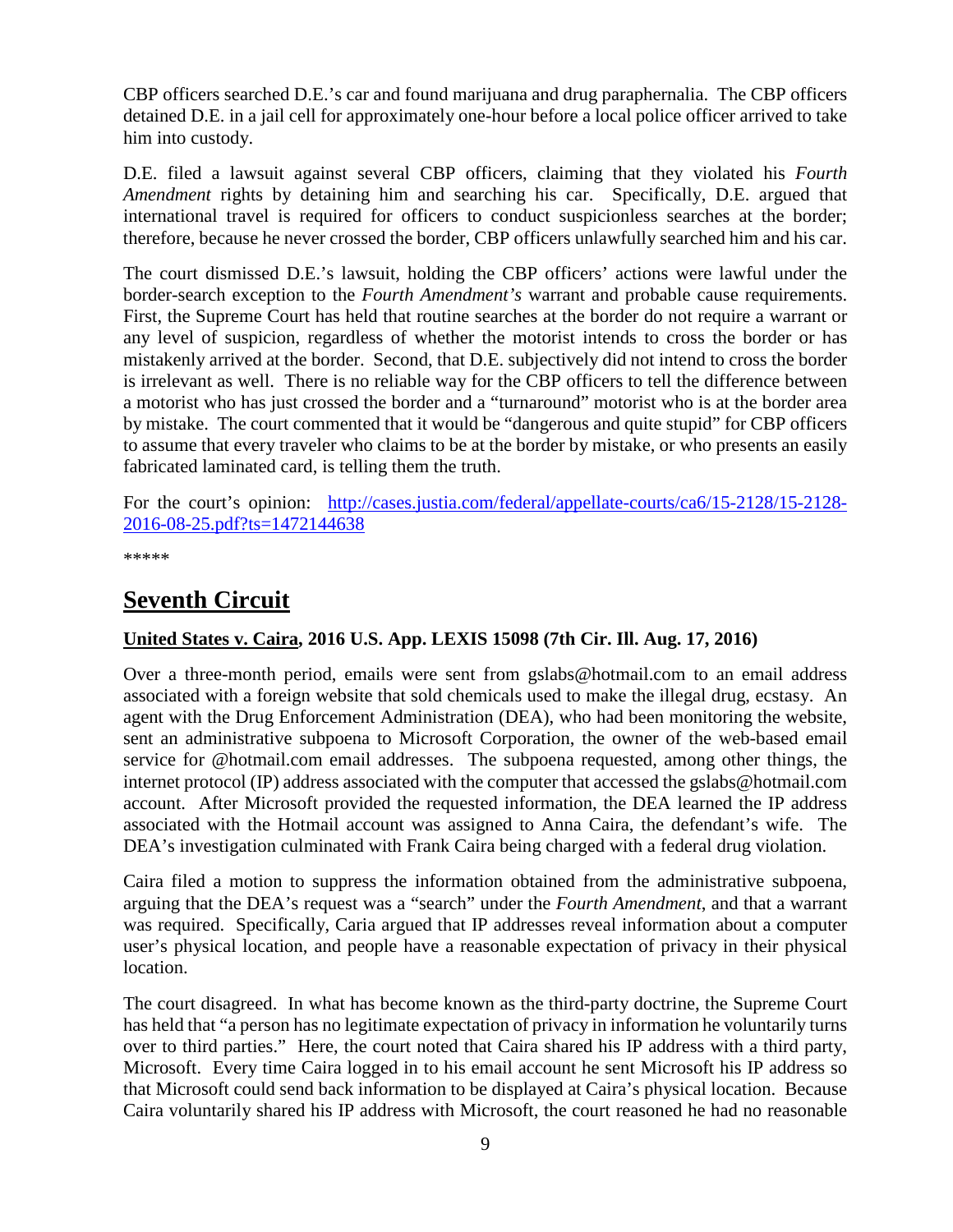CBP officers searched D.E.'s car and found marijuana and drug paraphernalia. The CBP officers detained D.E. in a jail cell for approximately one-hour before a local police officer arrived to take him into custody.

D.E. filed a lawsuit against several CBP officers, claiming that they violated his *Fourth Amendment* rights by detaining him and searching his car. Specifically, D.E. argued that international travel is required for officers to conduct suspicionless searches at the border; therefore, because he never crossed the border, CBP officers unlawfully searched him and his car.

The court dismissed D.E.'s lawsuit, holding the CBP officers' actions were lawful under the border-search exception to the *Fourth Amendment's* warrant and probable cause requirements. First, the Supreme Court has held that routine searches at the border do not require a warrant or any level of suspicion, regardless of whether the motorist intends to cross the border or has mistakenly arrived at the border. Second, that D.E. subjectively did not intend to cross the border is irrelevant as well. There is no reliable way for the CBP officers to tell the difference between a motorist who has just crossed the border and a "turnaround" motorist who is at the border area by mistake. The court commented that it would be "dangerous and quite stupid" for CBP officers to assume that every traveler who claims to be at the border by mistake, or who presents an easily fabricated laminated card, is telling them the truth.

For the court's opinion: [http://cases.justia.com/federal/appellate-courts/ca6/15-2128/15-2128-2016-08-25.pdf?ts=1472144638](http://cases.justia.com/federal/appellate-courts/ca6/15-2128/15-2128-2016-08-25.pdf?ts=1472144638)

\*\*\*\*\*

## Seventh Circuit

### United States v. Caira, 2016 U.S. App. LEXIS 15098 (7th Cir. Ill. Aug. 17, 2016)

Over a three-month period, emails were sent from gslabs@hotmail.com to an email address associated with a foreign website that sold chemicals used to make the illegal drug, ecstasy. An agent with the Drug Enforcement Administration (DEA), who had been monitoring the website, sent an administrative subpoena to Microsoft Corporation, the owner of the web-based email service for @hotmail.com email addresses. The subpoena requested, among other things, the internet protocol (IP) address associated with the computer that accessed the gslabs@hotmail.com account. After Microsoft provided the requested information, the DEA learned the IP address associated with the Hotmail account was assigned to Anna Caira, the defendant's wife. The DEA's investigation culminated with Frank Caira being charged with a federal drug violation.

Caira filed a motion to suppress the information obtained from the administrative subpoena, arguing that the DEA's request was a "search" under the *Fourth Amendment*, and that a warrant was required. Specifically, Caria argued that IP addresses reveal information about a computer user's physical location, and people have a reasonable expectation of privacy in their physical location.

The court disagreed. In what has become known as the third-party doctrine, the Supreme Court has held that "a person has no legitimate expectation of privacy in information he voluntarily turns over to third parties." Here, the court noted that Caira shared his IP address with a third party, Microsoft. Every time Caira logged in to his email account he sent Microsoft his IP address so that Microsoft could send back information to be displayed at Caira's physical location. Because Caira voluntarily shared his IP address with Microsoft, the court reasoned he had no reasonable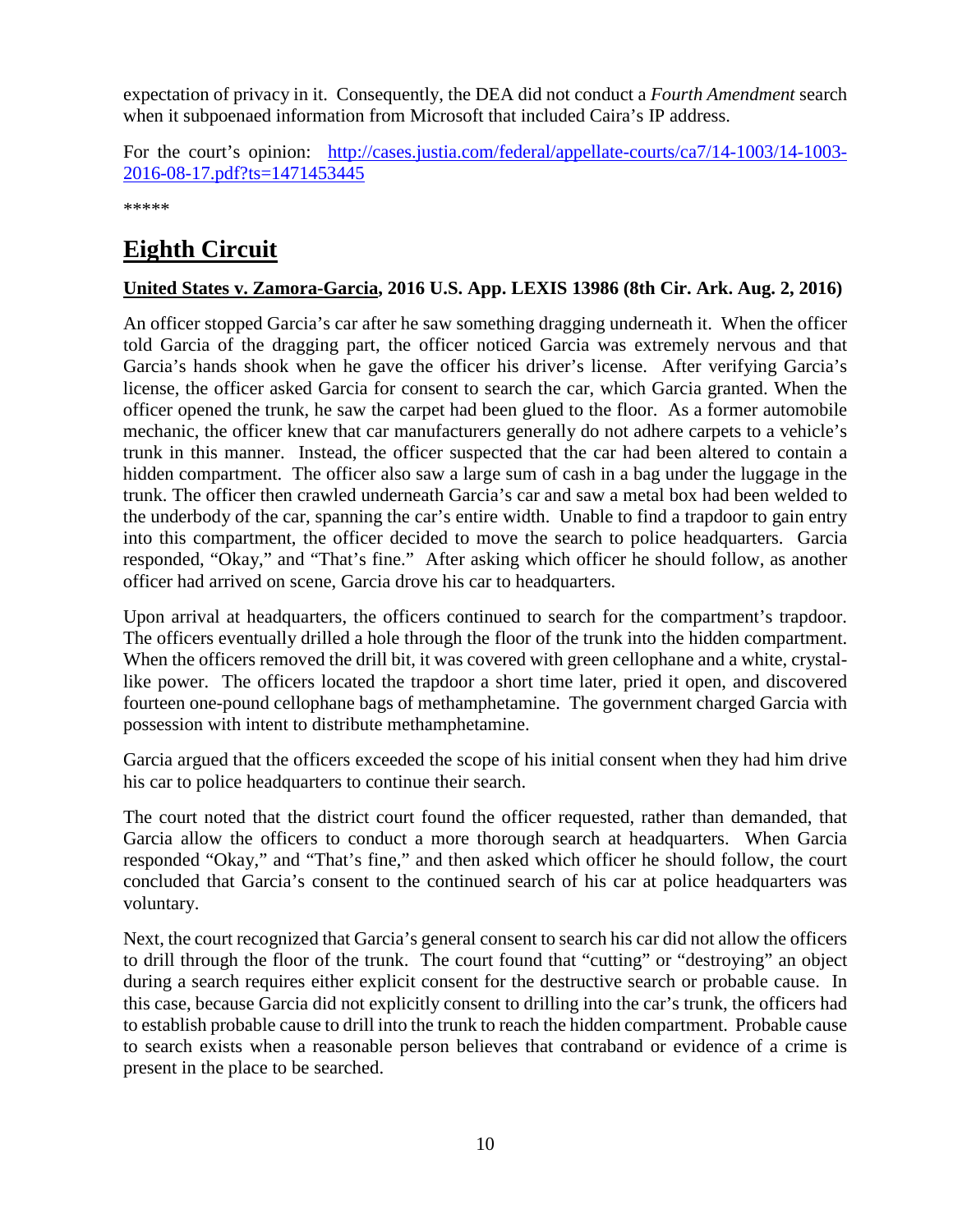expectation of privacy in it. Consequently, the DEA did not conduct a *Fourth Amendment* search when it subpoenaed information from Microsoft that included Caira's IP address.

For the court's opinion: [http://cases.justia.com/federal/appellate-courts/ca7/14-1003/14-1003-2016-08-17.pdf?ts=1471453445](http://cases.justia.com/federal/appellate-courts/ca7/14-1003/14-1003-2016-08-17.pdf?ts=1471453445)

*****

# Eighth Circuit

**United States v. Zamora-Garcia, 2016 U.S. App. LEXIS 13986 (8th Cir. Ark. Aug. 2, 2016)**

An officer stopped Garcia's car after he saw something dragging underneath it. When the officer told Garcia of the dragging part, the officer noticed Garcia was extremely nervous and that Garcia's hands shook when he gave the officer his driver's license. After verifying Garcia's license, the officer asked Garcia for consent to search the car, which Garcia granted. When the officer opened the trunk, he saw the carpet had been glued to the floor. As a former automobile mechanic, the officer knew that car manufacturers generally do not adhere carpets to a vehicle's trunk in this manner. Instead, the officer suspected that the car had been altered to contain a hidden compartment. The officer also saw a large sum of cash in a bag under the luggage in the trunk. The officer then crawled underneath Garcia's car and saw a metal box had been welded to the underbody of the car, spanning the car's entire width. Unable to find a trapdoor to gain entry into this compartment, the officer decided to move the search to police headquarters. Garcia responded, "Okay," and "That's fine." After asking which officer he should follow, as another officer had arrived on scene, Garcia drove his car to headquarters.

Upon arrival at headquarters, the officers continued to search for the compartment's trapdoor. The officers eventually drilled a hole through the floor of the trunk into the hidden compartment. When the officers removed the drill bit, it was covered with green cellophane and a white, crystal-like power. The officers located the trapdoor a short time later, pried it open, and discovered fourteen one-pound cellophane bags of methamphetamine. The government charged Garcia with possession with intent to distribute methamphetamine.

Garcia argued that the officers exceeded the scope of his initial consent when they had him drive his car to police headquarters to continue their search.

The court noted that the district court found the officer requested, rather than demanded, that Garcia allow the officers to conduct a more thorough search at headquarters. When Garcia responded "Okay," and "That's fine," and then asked which officer he should follow, the court concluded that Garcia's consent to the continued search of his car at police headquarters was voluntary.

Next, the court recognized that Garcia's general consent to search his car did not allow the officers to drill through the floor of the trunk. The court found that "cutting" or "destroying" an object during a search requires either explicit consent for the destructive search or probable cause. In this case, because Garcia did not explicitly consent to drilling into the car's trunk, the officers had to establish probable cause to drill into the trunk to reach the hidden compartment. Probable cause to search exists when a reasonable person believes that contraband or evidence of a crime is present in the place to be searched.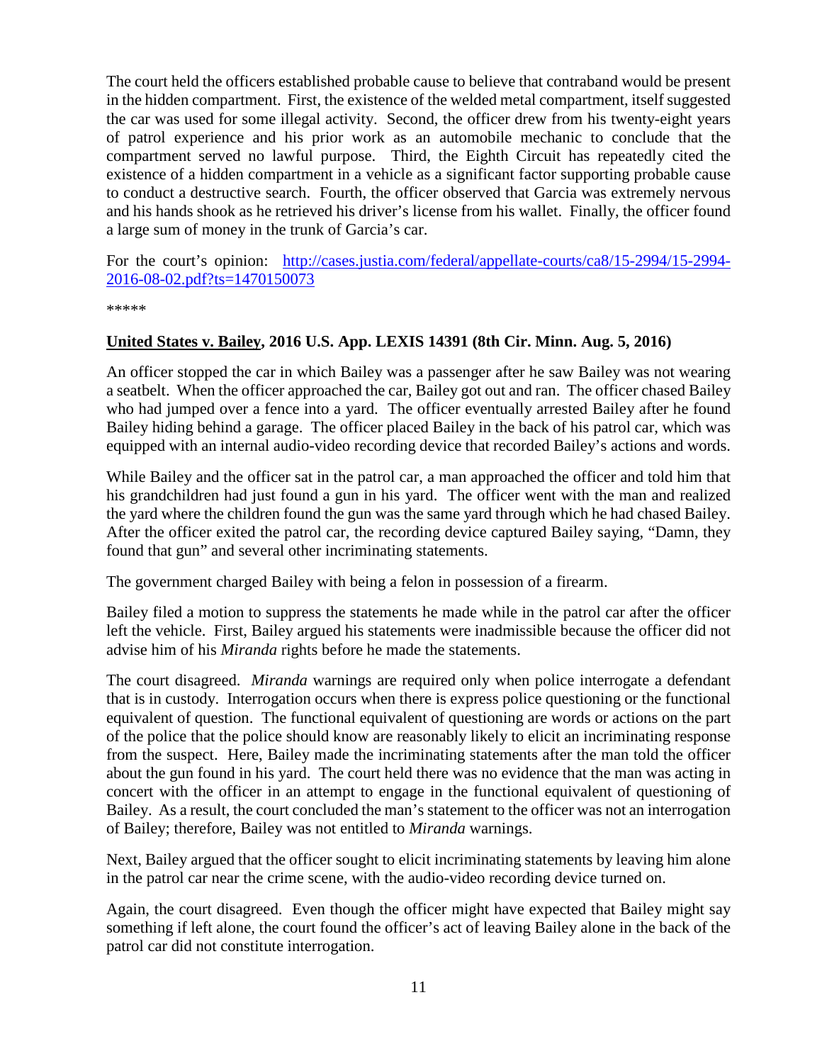The court held the officers established probable cause to believe that contraband would be present in the hidden compartment. First, the existence of the welded metal compartment, itself suggested the car was used for some illegal activity. Second, the officer drew from his twenty-eight years of patrol experience and his prior work as an automobile mechanic to conclude that the compartment served no lawful purpose. Third, the Eighth Circuit has repeatedly cited the existence of a hidden compartment in a vehicle as a significant factor supporting probable cause to conduct a destructive search. Fourth, the officer observed that Garcia was extremely nervous and his hands shook as he retrieved his driver's license from his wallet. Finally, the officer found a large sum of money in the trunk of Garcia's car.

For the court's opinion: [http://cases.justia.com/federal/appellate-courts/ca8/15-2994/15-2994-2016-08-02.pdf?ts=1470150073](http://cases.justia.com/federal/appellate-courts/ca8/15-2994/15-2994-2016-08-02.pdf?ts=1470150073)

*****

**United States v. Bailey, 2016 U.S. App. LEXIS 14391 (8th Cir. Minn. Aug. 5, 2016)**

An officer stopped the car in which Bailey was a passenger after he saw Bailey was not wearing a seatbelt. When the officer approached the car, Bailey got out and ran. The officer chased Bailey who had jumped over a fence into a yard. The officer eventually arrested Bailey after he found Bailey hiding behind a garage. The officer placed Bailey in the back of his patrol car, which was equipped with an internal audio-video recording device that recorded Bailey's actions and words.

While Bailey and the officer sat in the patrol car, a man approached the officer and told him that his grandchildren had just found a gun in his yard. The officer went with the man and realized the yard where the children found the gun was the same yard through which he had chased Bailey. After the officer exited the patrol car, the recording device captured Bailey saying, "Damn, they found that gun" and several other incriminating statements.

The government charged Bailey with being a felon in possession of a firearm.

Bailey filed a motion to suppress the statements he made while in the patrol car after the officer left the vehicle. First, Bailey argued his statements were inadmissible because the officer did not advise him of his *Miranda* rights before he made the statements.

The court disagreed. *Miranda* warnings are required only when police interrogate a defendant that is in custody. Interrogation occurs when there is express police questioning or the functional equivalent of question. The functional equivalent of questioning are words or actions on the part of the police that the police should know are reasonably likely to elicit an incriminating response from the suspect. Here, Bailey made the incriminating statements after the man told the officer about the gun found in his yard. The court held there was no evidence that the man was acting in concert with the officer in an attempt to engage in the functional equivalent of questioning of Bailey. As a result, the court concluded the man's statement to the officer was not an interrogation of Bailey; therefore, Bailey was not entitled to *Miranda* warnings.

Next, Bailey argued that the officer sought to elicit incriminating statements by leaving him alone in the patrol car near the crime scene, with the audio-video recording device turned on.

Again, the court disagreed. Even though the officer might have expected that Bailey might say something if left alone, the court found the officer's act of leaving Bailey alone in the back of the patrol car did not constitute interrogation.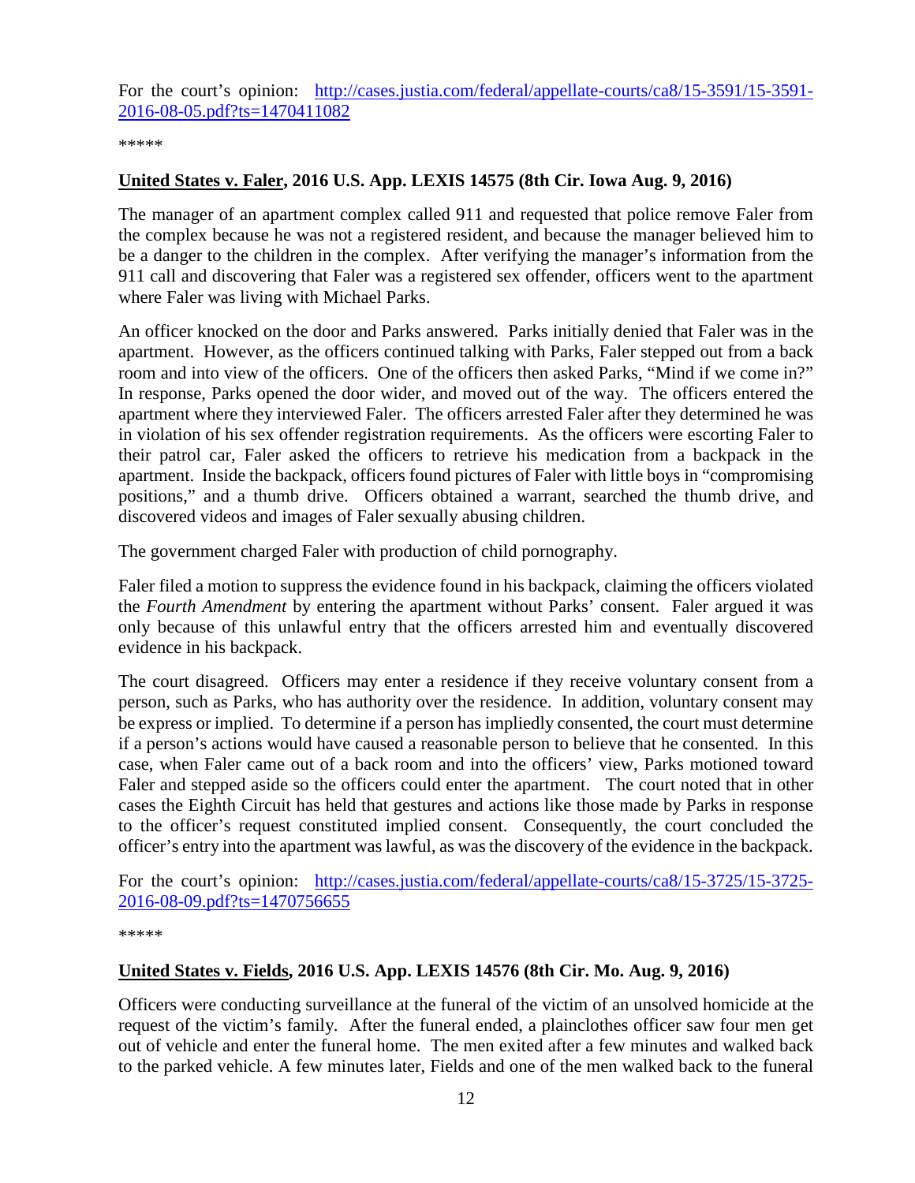For the court's opinion: [http://cases.justia.com/federal/appellate-courts/ca8/15-3591/15-3591-2016-08-05.pdf?ts=1470411082](http://cases.justia.com/federal/appellate-courts/ca8/15-3591/15-3591-2016-08-05.pdf?ts=1470411082)

*****

**United States v. Faler, 2016 U.S. App. LEXIS 14575 (8th Cir. Iowa Aug. 9, 2016)**

The manager of an apartment complex called 911 and requested that police remove Faler from the complex because he was not a registered resident, and because the manager believed him to be a danger to the children in the complex. After verifying the manager's information from the 911 call and discovering that Faler was a registered sex offender, officers went to the apartment where Faler was living with Michael Parks.

An officer knocked on the door and Parks answered. Parks initially denied that Faler was in the apartment. However, as the officers continued talking with Parks, Faler stepped out from a back room and into view of the officers. One of the officers then asked Parks, "Mind if we come in?" In response, Parks opened the door wider, and moved out of the way. The officers entered the apartment where they interviewed Faler. The officers arrested Faler after they determined he was in violation of his sex offender registration requirements. As the officers were escorting Faler to their patrol car, Faler asked the officers to retrieve his medication from a backpack in the apartment. Inside the backpack, officers found pictures of Faler with little boys in "compromising positions," and a thumb drive. Officers obtained a warrant, searched the thumb drive, and discovered videos and images of Faler sexually abusing children.

The government charged Faler with production of child pornography.

Faler filed a motion to suppress the evidence found in his backpack, claiming the officers violated the *Fourth Amendment* by entering the apartment without Parks' consent. Faler argued it was only because of this unlawful entry that the officers arrested him and eventually discovered evidence in his backpack.

The court disagreed. Officers may enter a residence if they receive voluntary consent from a person, such as Parks, who has authority over the residence. In addition, voluntary consent may be express or implied. To determine if a person has impliedly consented, the court must determine if a person's actions would have caused a reasonable person to believe that he consented. In this case, when Faler came out of a back room and into the officers' view, Parks motioned toward Faler and stepped aside so the officers could enter the apartment. The court noted that in other cases the Eighth Circuit has held that gestures and actions like those made by Parks in response to the officer's request constituted implied consent. Consequently, the court concluded the officer's entry into the apartment was lawful, as was the discovery of the evidence in the backpack.

For the court's opinion: [http://cases.justia.com/federal/appellate-courts/ca8/15-3725/15-3725-2016-08-09.pdf?ts=1470756655](http://cases.justia.com/federal/appellate-courts/ca8/15-3725/15-3725-2016-08-09.pdf?ts=1470756655)

*****

**United States v. Fields, 2016 U.S. App. LEXIS 14576 (8th Cir. Mo. Aug. 9, 2016)**

Officers were conducting surveillance at the funeral of the victim of an unsolved homicide at the request of the victim's family. After the funeral ended, a plainclothes officer saw four men get out of vehicle and enter the funeral home. The men exited after a few minutes and walked back to the parked vehicle. A few minutes later, Fields and one of the men walked back to the funeral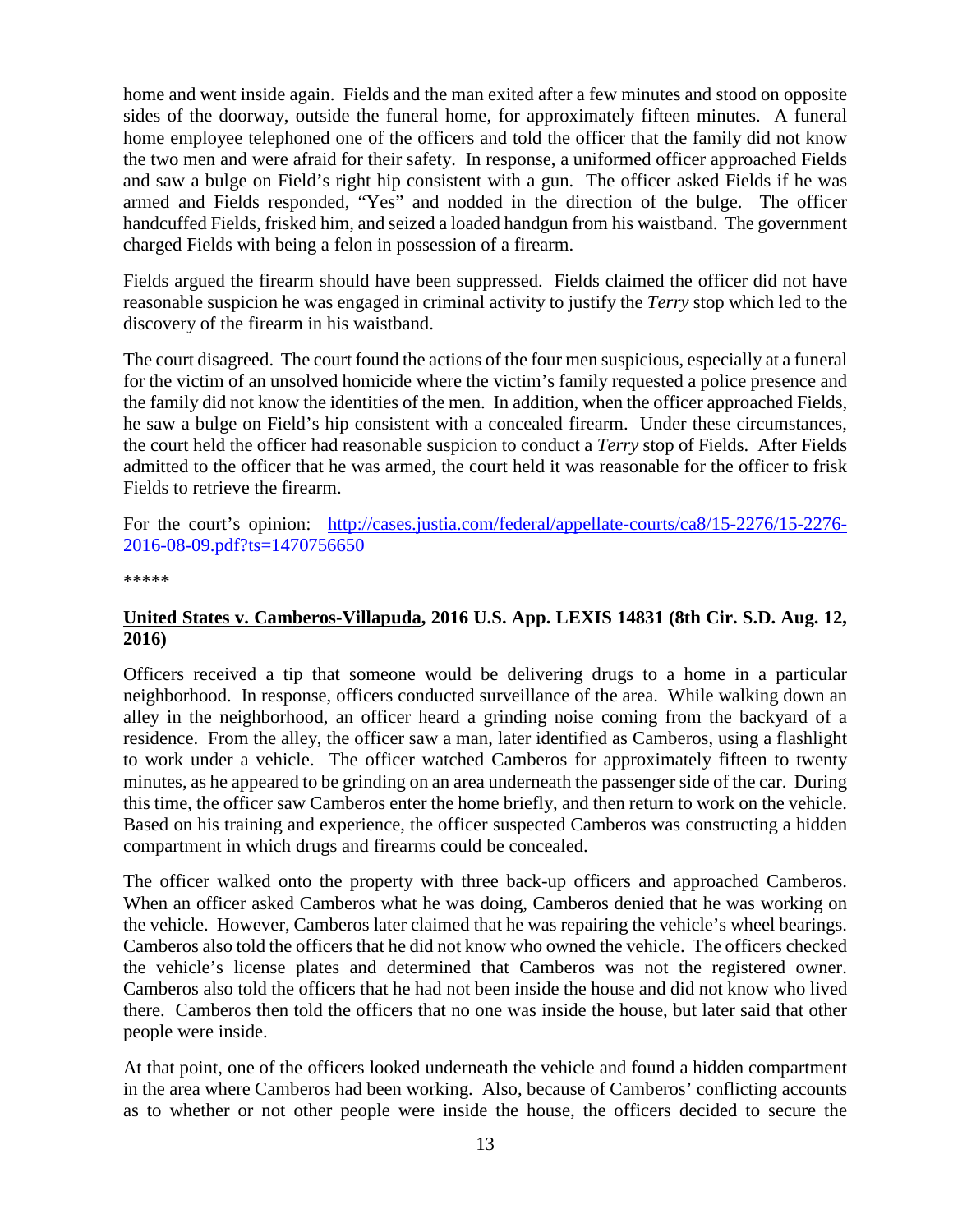home and went inside again. Fields and the man exited after a few minutes and stood on opposite sides of the doorway, outside the funeral home, for approximately fifteen minutes. A funeral home employee telephoned one of the officers and told the officer that the family did not know the two men and were afraid for their safety. In response, a uniformed officer approached Fields and saw a bulge on Field's right hip consistent with a gun. The officer asked Fields if he was armed and Fields responded, "Yes" and nodded in the direction of the bulge. The officer handcuffed Fields, frisked him, and seized a loaded handgun from his waistband. The government charged Fields with being a felon in possession of a firearm.

Fields argued the firearm should have been suppressed. Fields claimed the officer did not have reasonable suspicion he was engaged in criminal activity to justify the *Terry* stop which led to the discovery of the firearm in his waistband.

The court disagreed. The court found the actions of the four men suspicious, especially at a funeral for the victim of an unsolved homicide where the victim's family requested a police presence and the family did not know the identities of the men. In addition, when the officer approached Fields, he saw a bulge on Field's hip consistent with a concealed firearm. Under these circumstances, the court held the officer had reasonable suspicion to conduct a *Terry* stop of Fields. After Fields admitted to the officer that he was armed, the court held it was reasonable for the officer to frisk Fields to retrieve the firearm.

For the court's opinion: [http://cases.justia.com/federal/appellate-courts/ca8/15-2276/15-2276-2016-08-09.pdf?ts=1470756650](http://cases.justia.com/federal/appellate-courts/ca8/15-2276/15-2276-2016-08-09.pdf?ts=1470756650)

*****

## **United States v. Camberos-Villapuda, 2016 U.S. App. LEXIS 14831 (8th Cir. S.D. Aug. 12, 2016)**

Officers received a tip that someone would be delivering drugs to a home in a particular neighborhood. In response, officers conducted surveillance of the area. While walking down an alley in the neighborhood, an officer heard a grinding noise coming from the backyard of a residence. From the alley, the officer saw a man, later identified as Camberos, using a flashlight to work under a vehicle. The officer watched Camberos for approximately fifteen to twenty minutes, as he appeared to be grinding on an area underneath the passenger side of the car. During this time, the officer saw Camberos enter the home briefly, and then return to work on the vehicle. Based on his training and experience, the officer suspected Camberos was constructing a hidden compartment in which drugs and firearms could be concealed.

The officer walked onto the property with three back-up officers and approached Camberos. When an officer asked Camberos what he was doing, Camberos denied that he was working on the vehicle. However, Camberos later claimed that he was repairing the vehicle's wheel bearings. Camberos also told the officers that he did not know who owned the vehicle. The officers checked the vehicle's license plates and determined that Camberos was not the registered owner. Camberos also told the officers that he had not been inside the house and did not know who lived there. Camberos then told the officers that no one was inside the house, but later said that other people were inside.

At that point, one of the officers looked underneath the vehicle and found a hidden compartment in the area where Camberos had been working. Also, because of Camberos' conflicting accounts as to whether or not other people were inside the house, the officers decided to secure the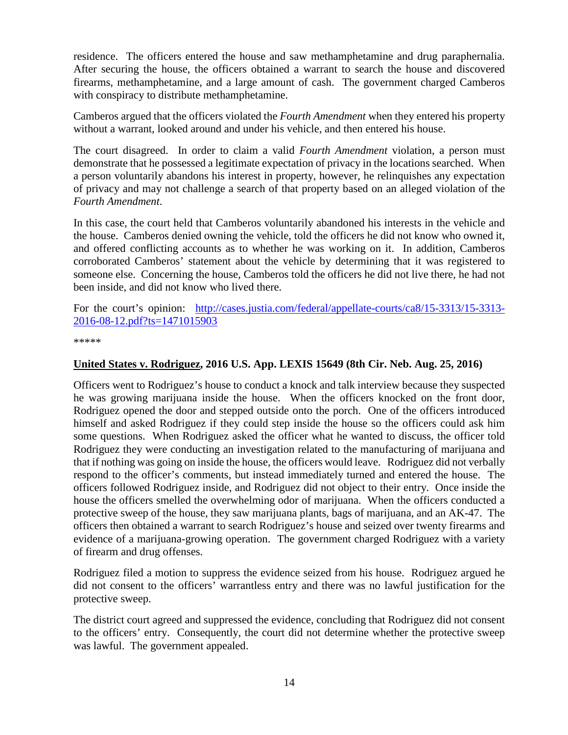residence. The officers entered the house and saw methamphetamine and drug paraphernalia. After securing the house, the officers obtained a warrant to search the house and discovered firearms, methamphetamine, and a large amount of cash. The government charged Camberos with conspiracy to distribute methamphetamine.

Camberos argued that the officers violated the *Fourth Amendment* when they entered his property without a warrant, looked around and under his vehicle, and then entered his house.

The court disagreed. In order to claim a valid *Fourth Amendment* violation, a person must demonstrate that he possessed a legitimate expectation of privacy in the locations searched. When a person voluntarily abandons his interest in property, however, he relinquishes any expectation of privacy and may not challenge a search of that property based on an alleged violation of the *Fourth Amendment*.

In this case, the court held that Camberos voluntarily abandoned his interests in the vehicle and the house. Camberos denied owning the vehicle, told the officers he did not know who owned it, and offered conflicting accounts as to whether he was working on it. In addition, Camberos corroborated Camberos' statement about the vehicle by determining that it was registered to someone else. Concerning the house, Camberos told the officers he did not live there, he had not been inside, and did not know who lived there.

For the court's opinion: [http://cases.justia.com/federal/appellate-courts/ca8/15-3313/15-3313-2016-08-12.pdf?ts=1471015903](http://cases.justia.com/federal/appellate-courts/ca8/15-3313/15-3313-2016-08-12.pdf?ts=1471015903)

*****

**United States v. Rodriguez, 2016 U.S. App. LEXIS 15649 (8th Cir. Neb. Aug. 25, 2016)**

Officers went to Rodriguez's house to conduct a knock and talk interview because they suspected he was growing marijuana inside the house. When the officers knocked on the front door, Rodriguez opened the door and stepped outside onto the porch. One of the officers introduced himself and asked Rodriguez if they could step inside the house so the officers could ask him some questions. When Rodriguez asked the officer what he wanted to discuss, the officer told Rodriguez they were conducting an investigation related to the manufacturing of marijuana and that if nothing was going on inside the house, the officers would leave. Rodriguez did not verbally respond to the officer's comments, but instead immediately turned and entered the house. The officers followed Rodriguez inside, and Rodriguez did not object to their entry. Once inside the house the officers smelled the overwhelming odor of marijuana. When the officers conducted a protective sweep of the house, they saw marijuana plants, bags of marijuana, and an AK-47. The officers then obtained a warrant to search Rodriguez's house and seized over twenty firearms and evidence of a marijuana-growing operation. The government charged Rodriguez with a variety of firearm and drug offenses.

Rodriguez filed a motion to suppress the evidence seized from his house. Rodriguez argued he did not consent to the officers' warrantless entry and there was no lawful justification for the protective sweep.

The district court agreed and suppressed the evidence, concluding that Rodriguez did not consent to the officers' entry. Consequently, the court did not determine whether the protective sweep was lawful. The government appealed.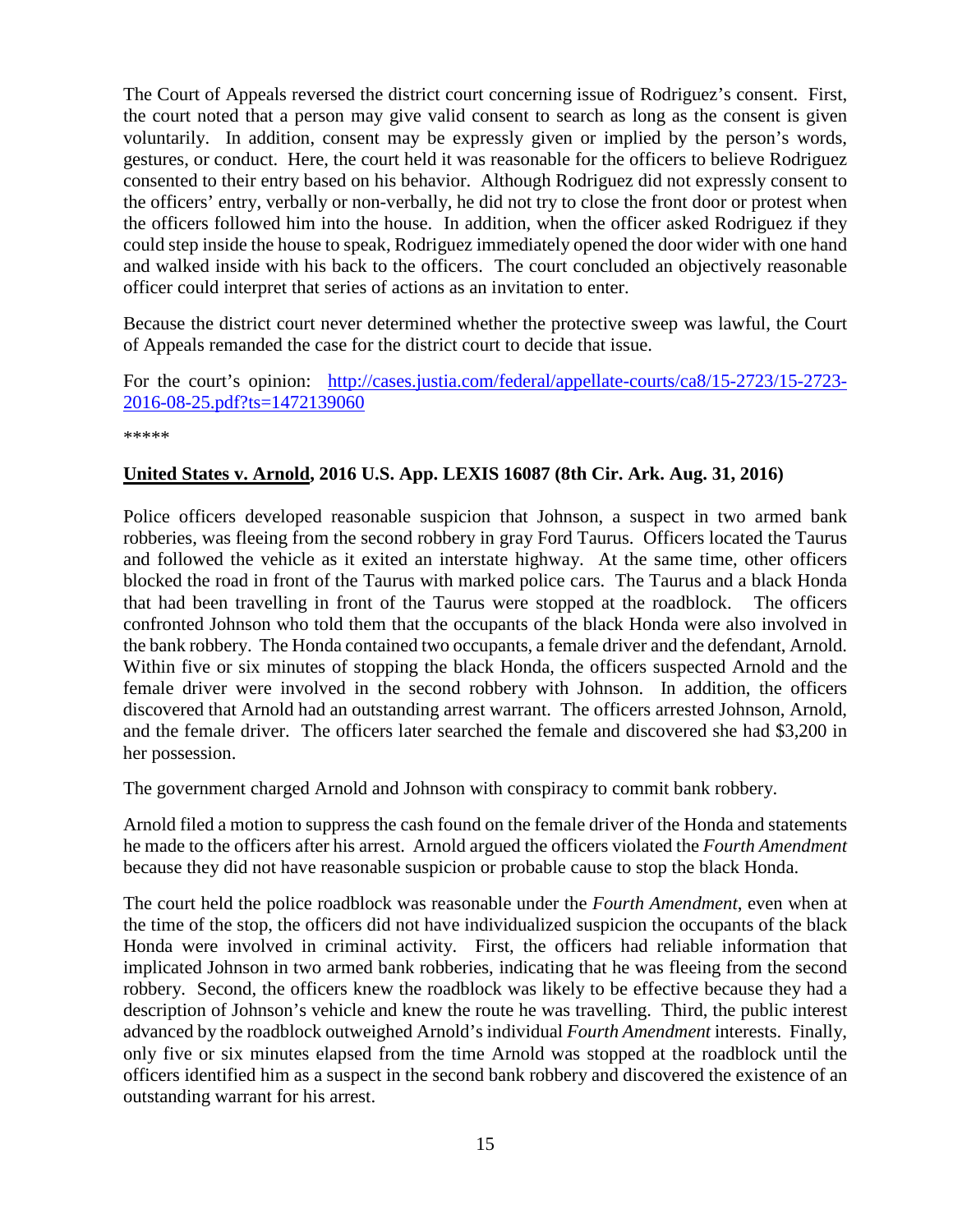The Court of Appeals reversed the district court concerning issue of Rodriguez's consent. First, the court noted that a person may give valid consent to search as long as the consent is given voluntarily. In addition, consent may be expressly given or implied by the person's words, gestures, or conduct. Here, the court held it was reasonable for the officers to believe Rodriguez consented to their entry based on his behavior. Although Rodriguez did not expressly consent to the officers' entry, verbally or non-verbally, he did not try to close the front door or protest when the officers followed him into the house. In addition, when the officer asked Rodriguez if they could step inside the house to speak, Rodriguez immediately opened the door wider with one hand and walked inside with his back to the officers. The court concluded an objectively reasonable officer could interpret that series of actions as an invitation to enter.

Because the district court never determined whether the protective sweep was lawful, the Court of Appeals remanded the case for the district court to decide that issue.

For the court's opinion: [http://cases.justia.com/federal/appellate-courts/ca8/15-2723/15-2723-2016-08-25.pdf?ts=1472139060](http://cases.justia.com/federal/appellate-courts/ca8/15-2723/15-2723-2016-08-25.pdf?ts=1472139060)

*****

**United States v. Arnold, 2016 U.S. App. LEXIS 16087 (8th Cir. Ark. Aug. 31, 2016)**

Police officers developed reasonable suspicion that Johnson, a suspect in two armed bank robberies, was fleeing from the second robbery in gray Ford Taurus. Officers located the Taurus and followed the vehicle as it exited an interstate highway. At the same time, other officers blocked the road in front of the Taurus with marked police cars. The Taurus and a black Honda that had been travelling in front of the Taurus were stopped at the roadblock. The officers confronted Johnson who told them that the occupants of the black Honda were also involved in the bank robbery. The Honda contained two occupants, a female driver and the defendant, Arnold. Within five or six minutes of stopping the black Honda, the officers suspected Arnold and the female driver were involved in the second robbery with Johnson. In addition, the officers discovered that Arnold had an outstanding arrest warrant. The officers arrested Johnson, Arnold, and the female driver. The officers later searched the female and discovered she had $3,200 in her possession.

The government charged Arnold and Johnson with conspiracy to commit bank robbery.

Arnold filed a motion to suppress the cash found on the female driver of the Honda and statements he made to the officers after his arrest. Arnold argued the officers violated the *Fourth Amendment* because they did not have reasonable suspicion or probable cause to stop the black Honda.

The court held the police roadblock was reasonable under the *Fourth Amendment*, even when at the time of the stop, the officers did not have individualized suspicion the occupants of the black Honda were involved in criminal activity. First, the officers had reliable information that implicated Johnson in two armed bank robberies, indicating that he was fleeing from the second robbery. Second, the officers knew the roadblock was likely to be effective because they had a description of Johnson's vehicle and knew the route he was travelling. Third, the public interest advanced by the roadblock outweighed Arnold's individual *Fourth Amendment* interests. Finally, only five or six minutes elapsed from the time Arnold was stopped at the roadblock until the officers identified him as a suspect in the second bank robbery and discovered the existence of an outstanding warrant for his arrest.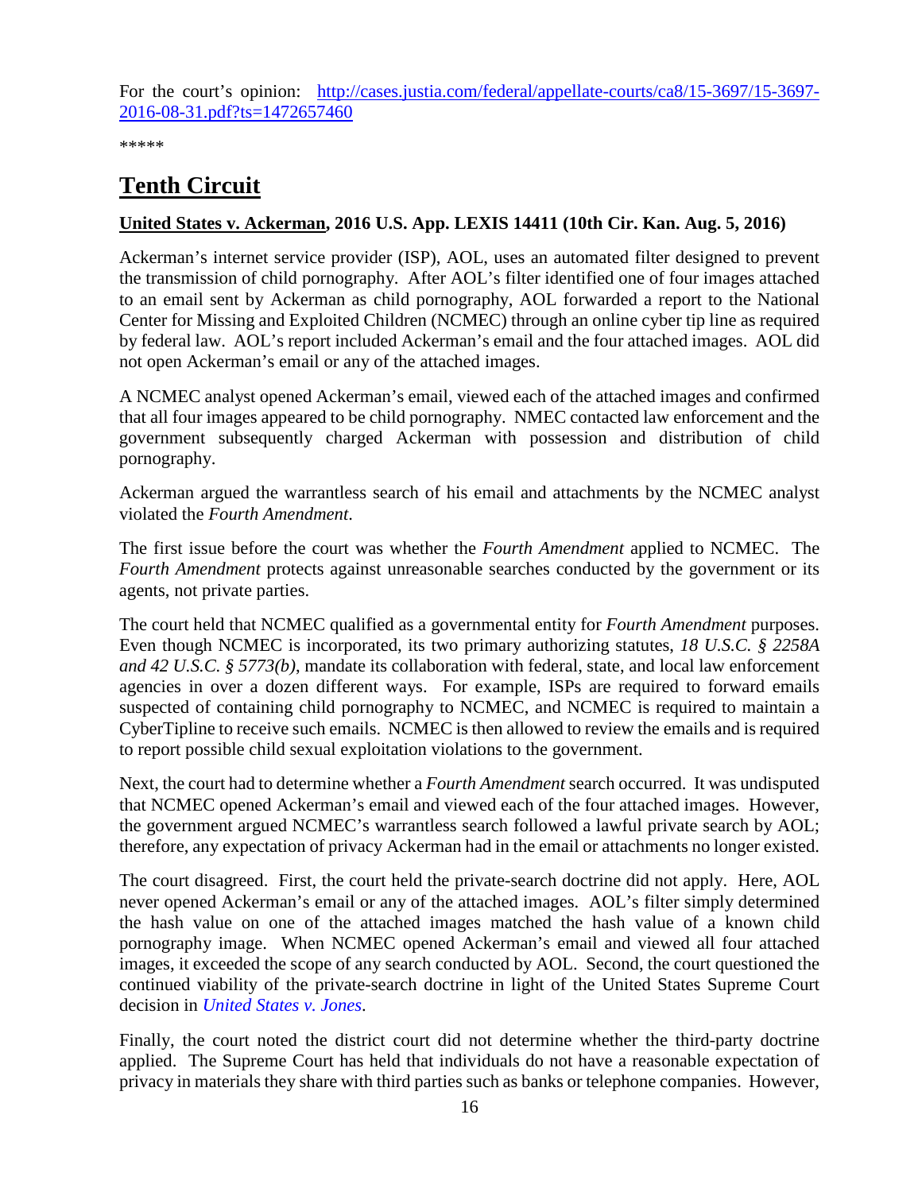For the court's opinion: [http://cases.justia.com/federal/appellate-courts/ca8/15-3697/15-3697-2016-08-31.pdf?ts=1472657460](http://cases.justia.com/federal/appellate-courts/ca8/15-3697/15-3697-2016-08-31.pdf?ts=1472657460)

*****

## Tenth Circuit

**United States v. Ackerman, 2016 U.S. App. LEXIS 14411 (10th Cir. Kan. Aug. 5, 2016)**

Ackerman's internet service provider (ISP), AOL, uses an automated filter designed to prevent the transmission of child pornography. After AOL's filter identified one of four images attached to an email sent by Ackerman as child pornography, AOL forwarded a report to the National Center for Missing and Exploited Children (NCMEC) through an online cyber tip line as required by federal law. AOL's report included Ackerman's email and the four attached images. AOL did not open Ackerman's email or any of the attached images.

A NCMEC analyst opened Ackerman's email, viewed each of the attached images and confirmed that all four images appeared to be child pornography. NMEC contacted law enforcement and the government subsequently charged Ackerman with possession and distribution of child pornography.

Ackerman argued the warrantless search of his email and attachments by the NCMEC analyst violated the *Fourth Amendment*.

The first issue before the court was whether the *Fourth Amendment* applied to NCMEC. The *Fourth Amendment* protects against unreasonable searches conducted by the government or its agents, not private parties.

The court held that NCMEC qualified as a governmental entity for *Fourth Amendment* purposes. Even though NCMEC is incorporated, its two primary authorizing statutes, *18 U.S.C. § 2258A and 42 U.S.C. § 5773(b)*, mandate its collaboration with federal, state, and local law enforcement agencies in over a dozen different ways. For example, ISPs are required to forward emails suspected of containing child pornography to NCMEC, and NCMEC is required to maintain a CyberTipline to receive such emails. NCMEC is then allowed to review the emails and is required to report possible child sexual exploitation violations to the government.

Next, the court had to determine whether a *Fourth Amendment* search occurred. It was undisputed that NCMEC opened Ackerman's email and viewed each of the four attached images. However, the government argued NCMEC's warrantless search followed a lawful private search by AOL; therefore, any expectation of privacy Ackerman had in the email or attachments no longer existed.

The court disagreed. First, the court held the private-search doctrine did not apply. Here, AOL never opened Ackerman's email or any of the attached images. AOL's filter simply determined the hash value on one of the attached images matched the hash value of a known child pornography image. When NCMEC opened Ackerman's email and viewed all four attached images, it exceeded the scope of any search conducted by AOL. Second, the court questioned the continued viability of the private-search doctrine in light of the United States Supreme Court decision in *United States v. Jones*.

Finally, the court noted the district court did not determine whether the third-party doctrine applied. The Supreme Court has held that individuals do not have a reasonable expectation of privacy in materials they share with third parties such as banks or telephone companies. However,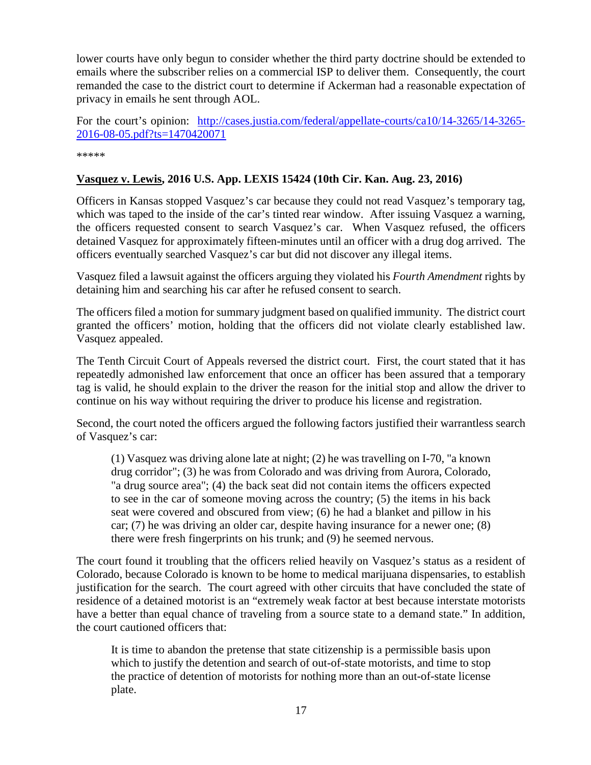lower courts have only begun to consider whether the third party doctrine should be extended to emails where the subscriber relies on a commercial ISP to deliver them. Consequently, the court remanded the case to the district court to determine if Ackerman had a reasonable expectation of privacy in emails he sent through AOL.

For the court's opinion: [http://cases.justia.com/federal/appellate-courts/ca10/14-3265/14-3265-2016-08-05.pdf?ts=1470420071](http://cases.justia.com/federal/appellate-courts/ca10/14-3265/14-3265-2016-08-05.pdf?ts=1470420071)

*****

**<u>Vasquez v. Lewis</u>, 2016 U.S. App. LEXIS 15424 (10th Cir. Kan. Aug. 23, 2016)**

Officers in Kansas stopped Vasquez's car because they could not read Vasquez's temporary tag, which was taped to the inside of the car's tinted rear window. After issuing Vasquez a warning, the officers requested consent to search Vasquez's car. When Vasquez refused, the officers detained Vasquez for approximately fifteen-minutes until an officer with a drug dog arrived. The officers eventually searched Vasquez's car but did not discover any illegal items.

Vasquez filed a lawsuit against the officers arguing they violated his *Fourth Amendment* rights by detaining him and searching his car after he refused consent to search.

The officers filed a motion for summary judgment based on qualified immunity. The district court granted the officers' motion, holding that the officers did not violate clearly established law. Vasquez appealed.

The Tenth Circuit Court of Appeals reversed the district court. First, the court stated that it has repeatedly admonished law enforcement that once an officer has been assured that a temporary tag is valid, he should explain to the driver the reason for the initial stop and allow the driver to continue on his way without requiring the driver to produce his license and registration.

Second, the court noted the officers argued the following factors justified their warrantless search of Vasquez's car:

> (1) Vasquez was driving alone late at night; (2) he was travelling on I-70, "a known drug corridor"; (3) he was from Colorado and was driving from Aurora, Colorado, "a drug source area"; (4) the back seat did not contain items the officers expected to see in the car of someone moving across the country; (5) the items in his back seat were covered and obscured from view; (6) he had a blanket and pillow in his car; (7) he was driving an older car, despite having insurance for a newer one; (8) there were fresh fingerprints on his trunk; and (9) he seemed nervous.

The court found it troubling that the officers relied heavily on Vasquez's status as a resident of Colorado, because Colorado is known to be home to medical marijuana dispensaries, to establish justification for the search. The court agreed with other circuits that have concluded the state of residence of a detained motorist is an "extremely weak factor at best because interstate motorists have a better than equal chance of traveling from a source state to a demand state." In addition, the court cautioned officers that:

> It is time to abandon the pretense that state citizenship is a permissible basis upon which to justify the detention and search of out-of-state motorists, and time to stop the practice of detention of motorists for nothing more than an out-of-state license plate.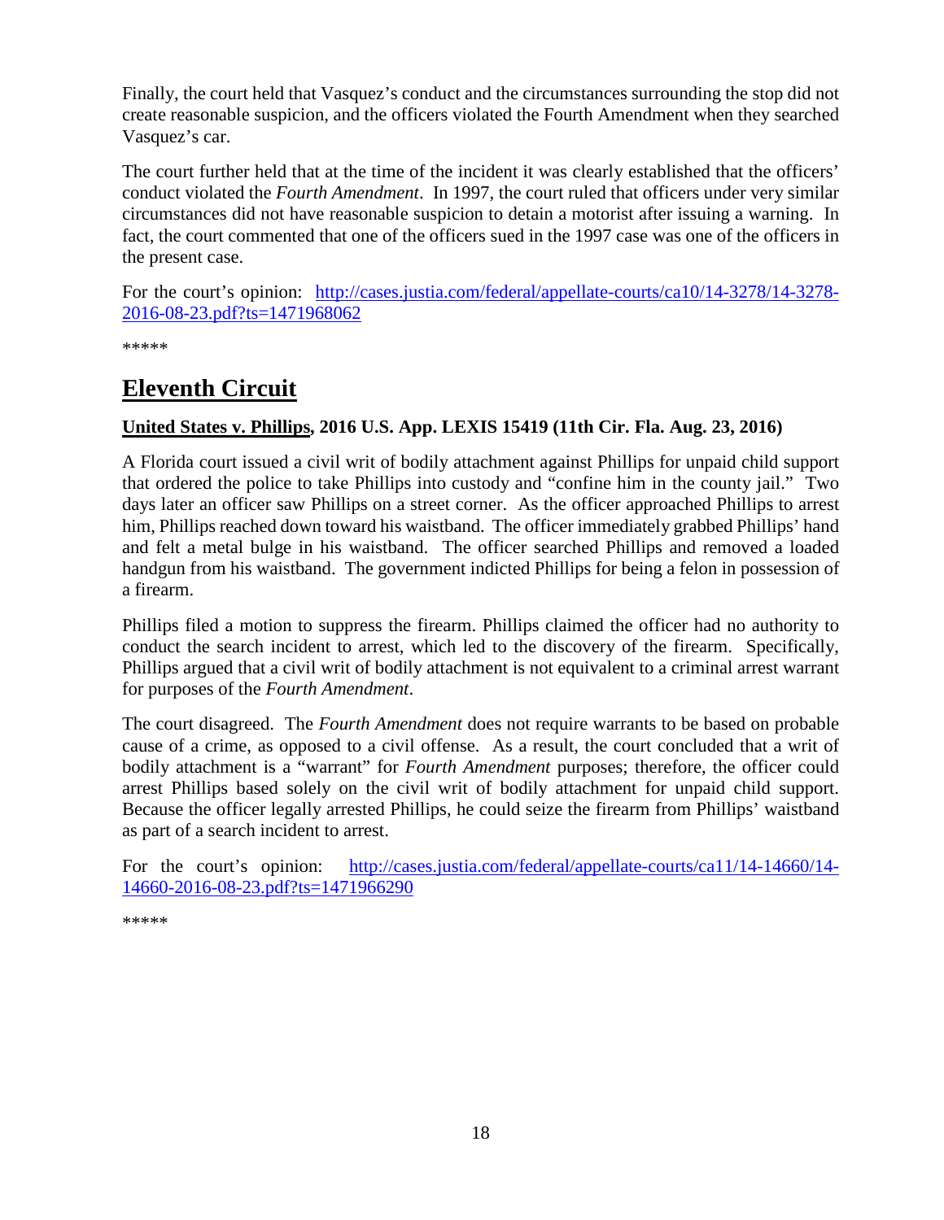Finally, the court held that Vasquez's conduct and the circumstances surrounding the stop did not create reasonable suspicion, and the officers violated the Fourth Amendment when they searched Vasquez's car.

The court further held that at the time of the incident it was clearly established that the officers' conduct violated the *Fourth Amendment*. In 1997, the court ruled that officers under very similar circumstances did not have reasonable suspicion to detain a motorist after issuing a warning. In fact, the court commented that one of the officers sued in the 1997 case was one of the officers in the present case.

For the court's opinion: [http://cases.justia.com/federal/appellate-courts/ca10/14-3278/14-3278-2016-08-23.pdf?ts=1471968062](http://cases.justia.com/federal/appellate-courts/ca10/14-3278/14-3278-2016-08-23.pdf?ts=1471968062)

*****

## Eleventh Circuit

**United States v. Phillips, 2016 U.S. App. LEXIS 15419 (11th Cir. Fla. Aug. 23, 2016)**

A Florida court issued a civil writ of bodily attachment against Phillips for unpaid child support that ordered the police to take Phillips into custody and "confine him in the county jail." Two days later an officer saw Phillips on a street corner. As the officer approached Phillips to arrest him, Phillips reached down toward his waistband. The officer immediately grabbed Phillips' hand and felt a metal bulge in his waistband. The officer searched Phillips and removed a loaded handgun from his waistband. The government indicted Phillips for being a felon in possession of a firearm.

Phillips filed a motion to suppress the firearm. Phillips claimed the officer had no authority to conduct the search incident to arrest, which led to the discovery of the firearm. Specifically, Phillips argued that a civil writ of bodily attachment is not equivalent to a criminal arrest warrant for purposes of the *Fourth Amendment*.

The court disagreed. The *Fourth Amendment* does not require warrants to be based on probable cause of a crime, as opposed to a civil offense. As a result, the court concluded that a writ of bodily attachment is a "warrant" for *Fourth Amendment* purposes; therefore, the officer could arrest Phillips based solely on the civil writ of bodily attachment for unpaid child support. Because the officer legally arrested Phillips, he could seize the firearm from Phillips' waistband as part of a search incident to arrest.

For the court's opinion: [http://cases.justia.com/federal/appellate-courts/ca11/14-14660/14-14660-2016-08-23.pdf?ts=1471966290](http://cases.justia.com/federal/appellate-courts/ca11/14-14660/14-14660-2016-08-23.pdf?ts=1471966290)

*****